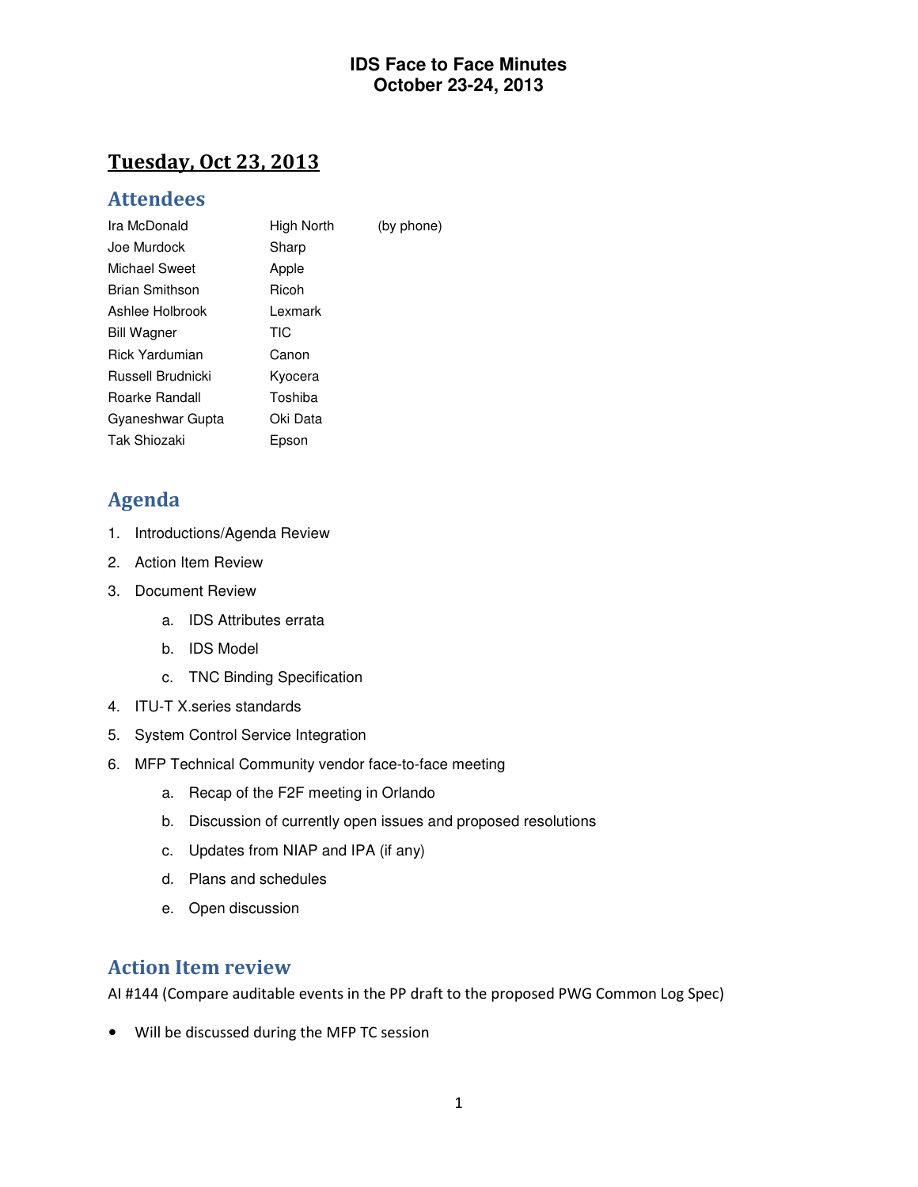# IDS Face to Face Minutes
# October 23-24, 2013

## Tuesday, Oct 23, 2013

### Attendees

| | | |
|---|---|---|
| Ira McDonald | High North | (by phone) |
| Joe Murdock | Sharp | |
| Michael Sweet | Apple | |
| Brian Smithson | Ricoh | |
| Ashlee Holbrook | Lexmark | |
| Bill Wagner | TIC | |
| Rick Yardumian | Canon | |
| Russell Brudnicki | Kyocera | |
| Roarke Randall | Toshiba | |
| Gyaneshwar Gupta | Oki Data | |
| Tak Shiozaki | Epson | |

### Agenda

1. Introductions/Agenda Review
2. Action Item Review
3. Document Review
   a. IDS Attributes errata
   b. IDS Model
   c. TNC Binding Specification
4. ITU-T X.series standards
5. System Control Service Integration
6. MFP Technical Community vendor face-to-face meeting
   a. Recap of the F2F meeting in Orlando
   b. Discussion of currently open issues and proposed resolutions
   c. Updates from NIAP and IPA (if any)
   d. Plans and schedules
   e. Open discussion

### Action Item review

AI #144 (Compare auditable events in the PP draft to the proposed PWG Common Log Spec)

- Will be discussed during the MFP TC session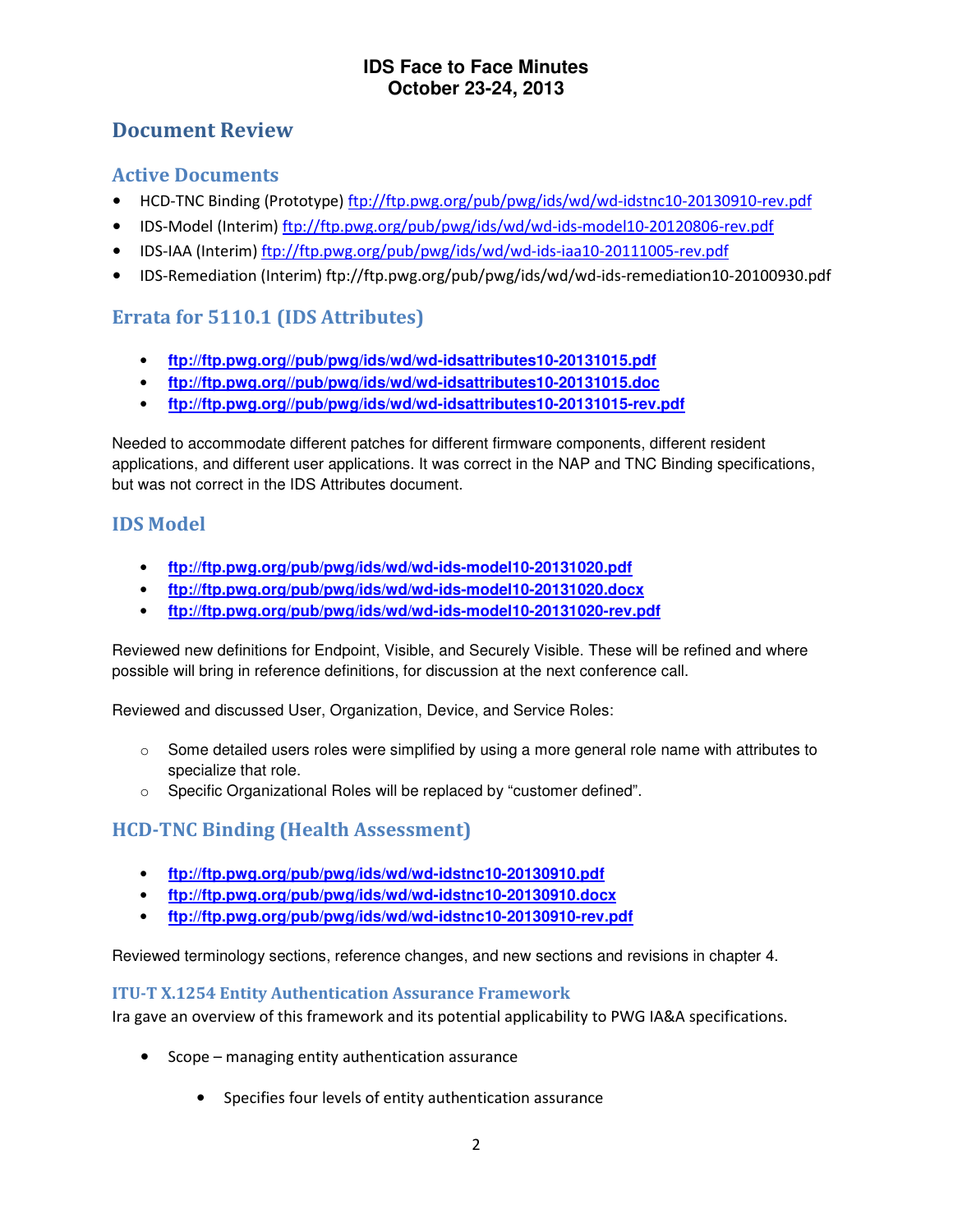# Document Review

## Active Documents

- HCD-TNC Binding (Prototype) ftp://ftp.pwg.org/pub/pwg/ids/wd/wd-idstnc10-20130910-rev.pdf
- IDS-Model (Interim) ftp://ftp.pwg.org/pub/pwg/ids/wd/wd-ids-model10-20120806-rev.pdf
- IDS-IAA (Interim) ftp://ftp.pwg.org/pub/pwg/ids/wd/wd-ids-iaa10-20111005-rev.pdf
- IDS-Remediation (Interim) ftp://ftp.pwg.org/pub/pwg/ids/wd/wd-ids-remediation10-20100930.pdf

## Errata for 5110.1 (IDS Attributes)

- **ftp://ftp.pwg.org//pub/pwg/ids/wd/wd-idsattributes10-20131015.pdf**
- **ftp://ftp.pwg.org//pub/pwg/ids/wd/wd-idsattributes10-20131015.doc**
- **ftp://ftp.pwg.org//pub/pwg/ids/wd/wd-idsattributes10-20131015-rev.pdf**

Needed to accommodate different patches for different firmware components, different resident applications, and different user applications. It was correct in the NAP and TNC Binding specifications, but was not correct in the IDS Attributes document.

## IDS Model

- **ftp://ftp.pwg.org/pub/pwg/ids/wd/wd-ids-model10-20131020.pdf**
- **ftp://ftp.pwg.org/pub/pwg/ids/wd/wd-ids-model10-20131020.docx**
- **ftp://ftp.pwg.org/pub/pwg/ids/wd/wd-ids-model10-20131020-rev.pdf**

Reviewed new definitions for Endpoint, Visible, and Securely Visible. These will be refined and where possible will bring in reference definitions, for discussion at the next conference call.

Reviewed and discussed User, Organization, Device, and Service Roles:

- Some detailed users roles were simplified by using a more general role name with attributes to specialize that role.
- Specific Organizational Roles will be replaced by “customer defined”.

## HCD-TNC Binding (Health Assessment)

- **ftp://ftp.pwg.org/pub/pwg/ids/wd/wd-idstnc10-20130910.pdf**
- **ftp://ftp.pwg.org/pub/pwg/ids/wd/wd-idstnc10-20130910.docx**
- **ftp://ftp.pwg.org/pub/pwg/ids/wd/wd-idstnc10-20130910-rev.pdf**

Reviewed terminology sections, reference changes, and new sections and revisions in chapter 4.

### ITU-T X.1254 Entity Authentication Assurance Framework

Ira gave an overview of this framework and its potential applicability to PWG IA&A specifications.

- Scope – managing entity authentication assurance
  - Specifies four levels of entity authentication assurance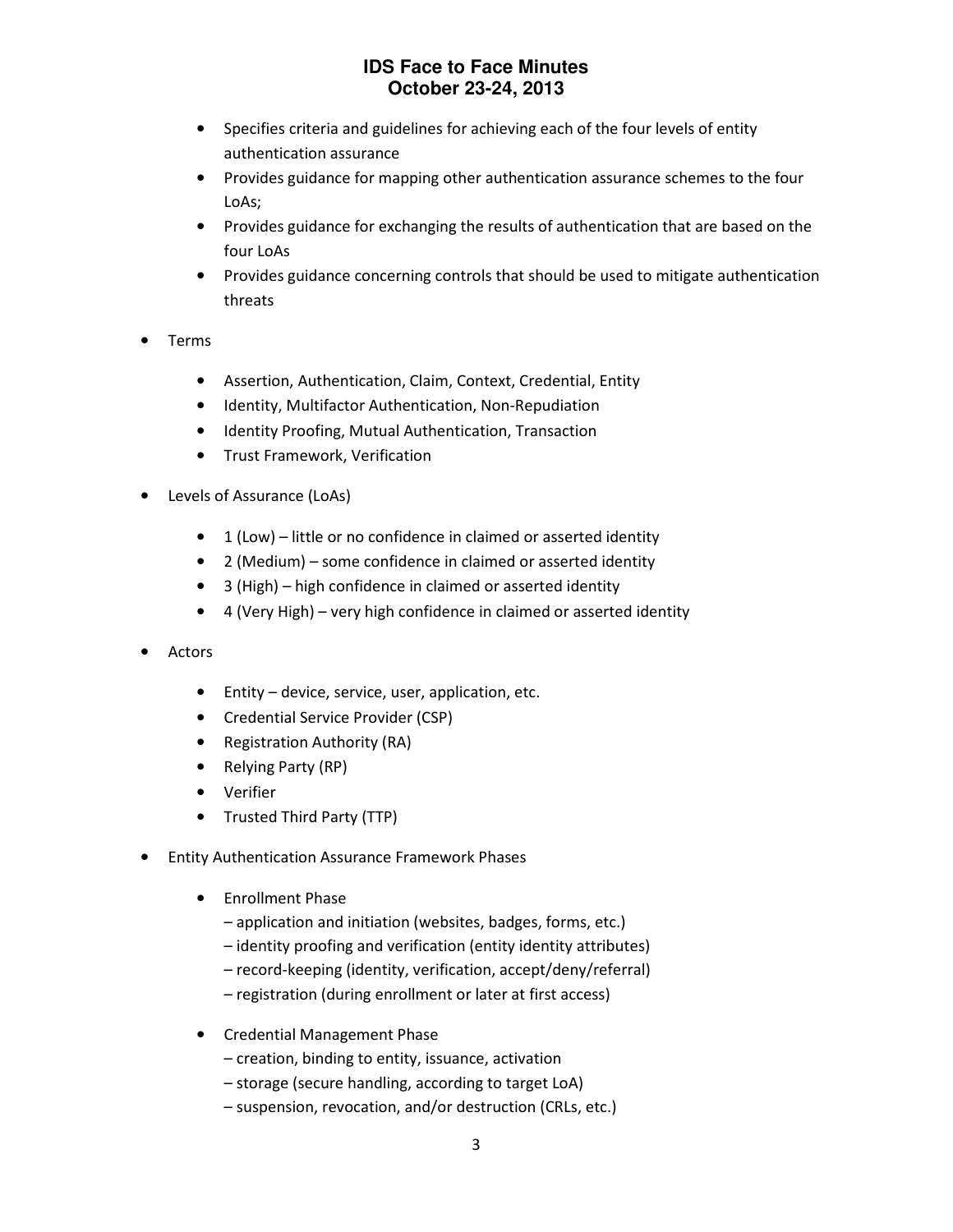- Specifies criteria and guidelines for achieving each of the four levels of entity authentication assurance
- Provides guidance for mapping other authentication assurance schemes to the four LoAs;
- Provides guidance for exchanging the results of authentication that are based on the four LoAs
- Provides guidance concerning controls that should be used to mitigate authentication threats

- Terms
  - Assertion, Authentication, Claim, Context, Credential, Entity
  - Identity, Multifactor Authentication, Non-Repudiation
  - Identity Proofing, Mutual Authentication, Transaction
  - Trust Framework, Verification

- Levels of Assurance (LoAs)
  - 1 (Low) – little or no confidence in claimed or asserted identity
  - 2 (Medium) – some confidence in claimed or asserted identity
  - 3 (High) – high confidence in claimed or asserted identity
  - 4 (Very High) – very high confidence in claimed or asserted identity

- Actors
  - Entity – device, service, user, application, etc.
  - Credential Service Provider (CSP)
  - Registration Authority (RA)
  - Relying Party (RP)
  - Verifier
  - Trusted Third Party (TTP)

- Entity Authentication Assurance Framework Phases
  - Enrollment Phase
    – application and initiation (websites, badges, forms, etc.)
    – identity proofing and verification (entity identity attributes)
    – record-keeping (identity, verification, accept/deny/referral)
    – registration (during enrollment or later at first access)
  - Credential Management Phase
    – creation, binding to entity, issuance, activation
    – storage (secure handling, according to target LoA)
    – suspension, revocation, and/or destruction (CRLs, etc.)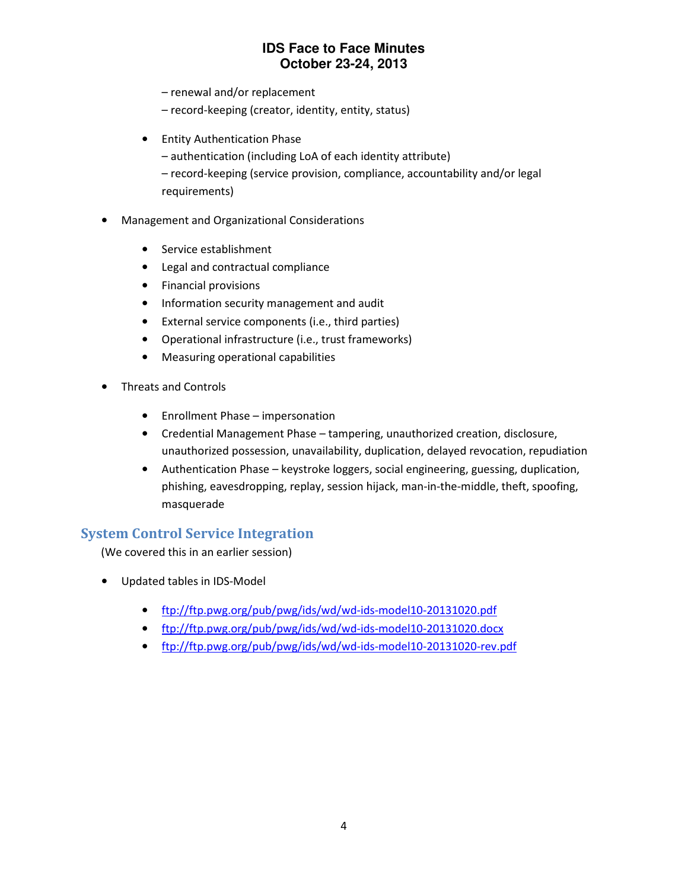– renewal and/or replacement

– record-keeping (creator, identity, entity, status)

- Entity Authentication Phase

  – authentication (including LoA of each identity attribute)

  – record-keeping (service provision, compliance, accountability and/or legal requirements)

- Management and Organizational Considerations

  - Service establishment
  - Legal and contractual compliance
  - Financial provisions
  - Information security management and audit
  - External service components (i.e., third parties)
  - Operational infrastructure (i.e., trust frameworks)
  - Measuring operational capabilities

- Threats and Controls

  - Enrollment Phase – impersonation
  - Credential Management Phase – tampering, unauthorized creation, disclosure, unauthorized possession, unavailability, duplication, delayed revocation, repudiation
  - Authentication Phase – keystroke loggers, social engineering, guessing, duplication, phishing, eavesdropping, replay, session hijack, man-in-the-middle, theft, spoofing, masquerade

## System Control Service Integration

(We covered this in an earlier session)

- Updated tables in IDS-Model

  - ftp://ftp.pwg.org/pub/pwg/ids/wd/wd-ids-model10-20131020.pdf
  - ftp://ftp.pwg.org/pub/pwg/ids/wd/wd-ids-model10-20131020.docx
  - ftp://ftp.pwg.org/pub/pwg/ids/wd/wd-ids-model10-20131020-rev.pdf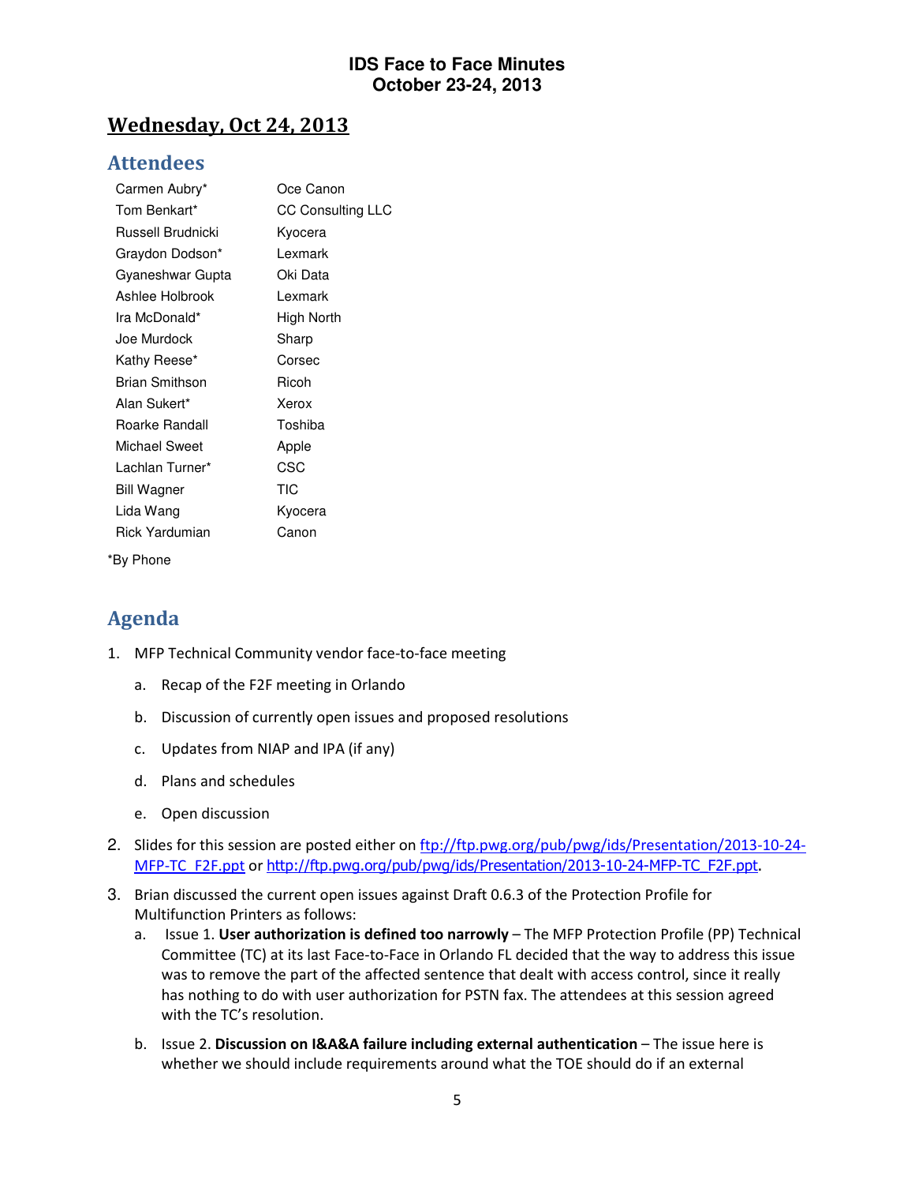# IDS Face to Face Minutes
# October 23-24, 2013

## Wednesday, Oct 24, 2013

### Attendees

| | |
|---|---|
| Carmen Aubry* | Oce Canon |
| Tom Benkart* | CC Consulting LLC |
| Russell Brudnicki | Kyocera |
| Graydon Dodson* | Lexmark |
| Gyaneshwar Gupta | Oki Data |
| Ashlee Holbrook | Lexmark |
| Ira McDonald* | High North |
| Joe Murdock | Sharp |
| Kathy Reese* | Corsec |
| Brian Smithson | Ricoh |
| Alan Sukert* | Xerox |
| Roarke Randall | Toshiba |
| Michael Sweet | Apple |
| Lachlan Turner* | CSC |
| Bill Wagner | TIC |
| Lida Wang | Kyocera |
| Rick Yardumian | Canon |

*By Phone

### Agenda

1. MFP Technical Community vendor face-to-face meeting
   a. Recap of the F2F meeting in Orlando
   b. Discussion of currently open issues and proposed resolutions
   c. Updates from NIAP and IPA (if any)
   d. Plans and schedules
   e. Open discussion
2. Slides for this session are posted either on ftp://ftp.pwg.org/pub/pwg/ids/Presentation/2013-10-24-MFP-TC_F2F.ppt or http://ftp.pwg.org/pub/pwg/ids/Presentation/2013-10-24-MFP-TC_F2F.ppt.
3. Brian discussed the current open issues against Draft 0.6.3 of the Protection Profile for Multifunction Printers as follows:
   a. Issue 1. **User authorization is defined too narrowly** – The MFP Protection Profile (PP) Technical Committee (TC) at its last Face-to-Face in Orlando FL decided that the way to address this issue was to remove the part of the affected sentence that dealt with access control, since it really has nothing to do with user authorization for PSTN fax. The attendees at this session agreed with the TC's resolution.
   b. Issue 2. **Discussion on I&A&A failure including external authentication** – The issue here is whether we should include requirements around what the TOE should do if an external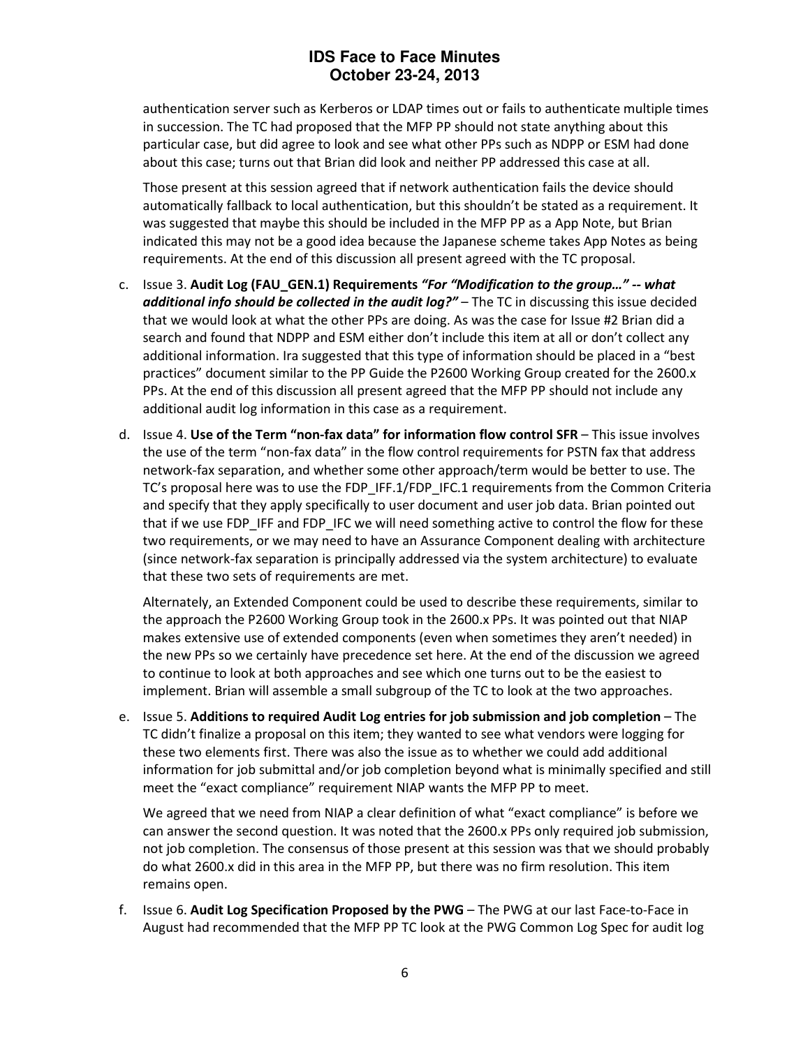authentication server such as Kerberos or LDAP times out or fails to authenticate multiple times in succession. The TC had proposed that the MFP PP should not state anything about this particular case, but did agree to look and see what other PPs such as NDPP or ESM had done about this case; turns out that Brian did look and neither PP addressed this case at all.

Those present at this session agreed that if network authentication fails the device should automatically fallback to local authentication, but this shouldn't be stated as a requirement. It was suggested that maybe this should be included in the MFP PP as a App Note, but Brian indicated this may not be a good idea because the Japanese scheme takes App Notes as being requirements. At the end of this discussion all present agreed with the TC proposal.

c. Issue 3. **Audit Log (FAU_GEN.1) Requirements** ***"For "Modification to the group…" -- what additional info should be collected in the audit log?"*** – The TC in discussing this issue decided that we would look at what the other PPs are doing. As was the case for Issue #2 Brian did a search and found that NDPP and ESM either don't include this item at all or don't collect any additional information. Ira suggested that this type of information should be placed in a "best practices" document similar to the PP Guide the P2600 Working Group created for the 2600.x PPs. At the end of this discussion all present agreed that the MFP PP should not include any additional audit log information in this case as a requirement.

d. Issue 4. **Use of the Term "non-fax data" for information flow control SFR** – This issue involves the use of the term "non-fax data" in the flow control requirements for PSTN fax that address network-fax separation, and whether some other approach/term would be better to use. The TC's proposal here was to use the FDP_IFF.1/FDP_IFC.1 requirements from the Common Criteria and specify that they apply specifically to user document and user job data. Brian pointed out that if we use FDP_IFF and FDP_IFC we will need something active to control the flow for these two requirements, or we may need to have an Assurance Component dealing with architecture (since network-fax separation is principally addressed via the system architecture) to evaluate that these two sets of requirements are met.

Alternately, an Extended Component could be used to describe these requirements, similar to the approach the P2600 Working Group took in the 2600.x PPs. It was pointed out that NIAP makes extensive use of extended components (even when sometimes they aren't needed) in the new PPs so we certainly have precedence set here. At the end of the discussion we agreed to continue to look at both approaches and see which one turns out to be the easiest to implement. Brian will assemble a small subgroup of the TC to look at the two approaches.

e. Issue 5. **Additions to required Audit Log entries for job submission and job completion** – The TC didn't finalize a proposal on this item; they wanted to see what vendors were logging for these two elements first. There was also the issue as to whether we could add additional information for job submittal and/or job completion beyond what is minimally specified and still meet the "exact compliance" requirement NIAP wants the MFP PP to meet.

We agreed that we need from NIAP a clear definition of what "exact compliance" is before we can answer the second question. It was noted that the 2600.x PPs only required job submission, not job completion. The consensus of those present at this session was that we should probably do what 2600.x did in this area in the MFP PP, but there was no firm resolution. This item remains open.

f. Issue 6. **Audit Log Specification Proposed by the PWG** – The PWG at our last Face-to-Face in August had recommended that the MFP PP TC look at the PWG Common Log Spec for audit log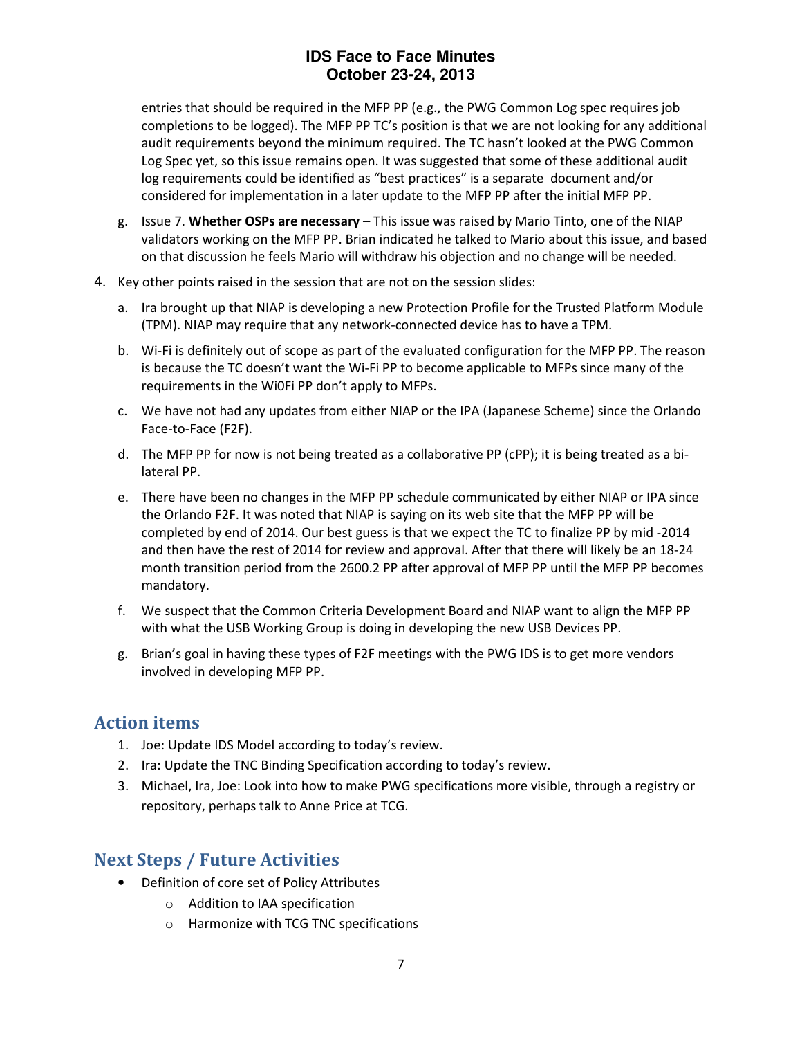entries that should be required in the MFP PP (e.g., the PWG Common Log spec requires job completions to be logged). The MFP PP TC's position is that we are not looking for any additional audit requirements beyond the minimum required. The TC hasn't looked at the PWG Common Log Spec yet, so this issue remains open. It was suggested that some of these additional audit log requirements could be identified as "best practices" is a separate document and/or considered for implementation in a later update to the MFP PP after the initial MFP PP.

   g. Issue 7. **Whether OSPs are necessary** – This issue was raised by Mario Tinto, one of the NIAP validators working on the MFP PP. Brian indicated he talked to Mario about this issue, and based on that discussion he feels Mario will withdraw his objection and no change will be needed.

4. Key other points raised in the session that are not on the session slides:
   a. Ira brought up that NIAP is developing a new Protection Profile for the Trusted Platform Module (TPM). NIAP may require that any network-connected device has to have a TPM.
   b. Wi-Fi is definitely out of scope as part of the evaluated configuration for the MFP PP. The reason is because the TC doesn't want the Wi-Fi PP to become applicable to MFPs since many of the requirements in the Wi0Fi PP don't apply to MFPs.
   c. We have not had any updates from either NIAP or the IPA (Japanese Scheme) since the Orlando Face-to-Face (F2F).
   d. The MFP PP for now is not being treated as a collaborative PP (cPP); it is being treated as a bi-lateral PP.
   e. There have been no changes in the MFP PP schedule communicated by either NIAP or IPA since the Orlando F2F. It was noted that NIAP is saying on its web site that the MFP PP will be completed by end of 2014. Our best guess is that we expect the TC to finalize PP by mid -2014 and then have the rest of 2014 for review and approval. After that there will likely be an 18-24 month transition period from the 2600.2 PP after approval of MFP PP until the MFP PP becomes mandatory.
   f. We suspect that the Common Criteria Development Board and NIAP want to align the MFP PP with what the USB Working Group is doing in developing the new USB Devices PP.
   g. Brian's goal in having these types of F2F meetings with the PWG IDS is to get more vendors involved in developing MFP PP.

## Action items

1. Joe: Update IDS Model according to today's review.
2. Ira: Update the TNC Binding Specification according to today's review.
3. Michael, Ira, Joe: Look into how to make PWG specifications more visible, through a registry or repository, perhaps talk to Anne Price at TCG.

## Next Steps / Future Activities

- Definition of core set of Policy Attributes
  - Addition to IAA specification
  - Harmonize with TCG TNC specifications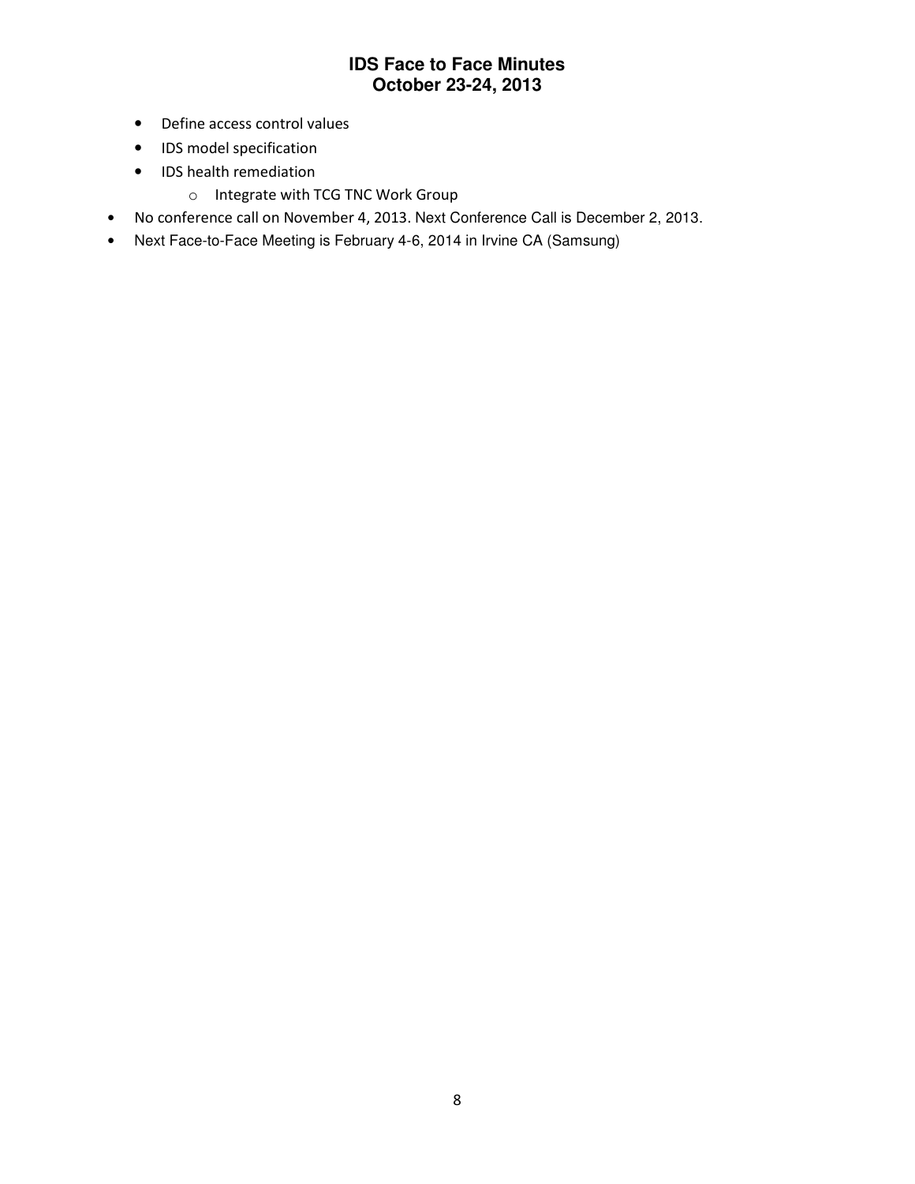- Define access control values
- IDS model specification
- IDS health remediation
  - Integrate with TCG TNC Work Group
- No conference call on November 4, 2013. Next Conference Call is December 2, 2013.
- Next Face-to-Face Meeting is February 4-6, 2014 in Irvine CA (Samsung)